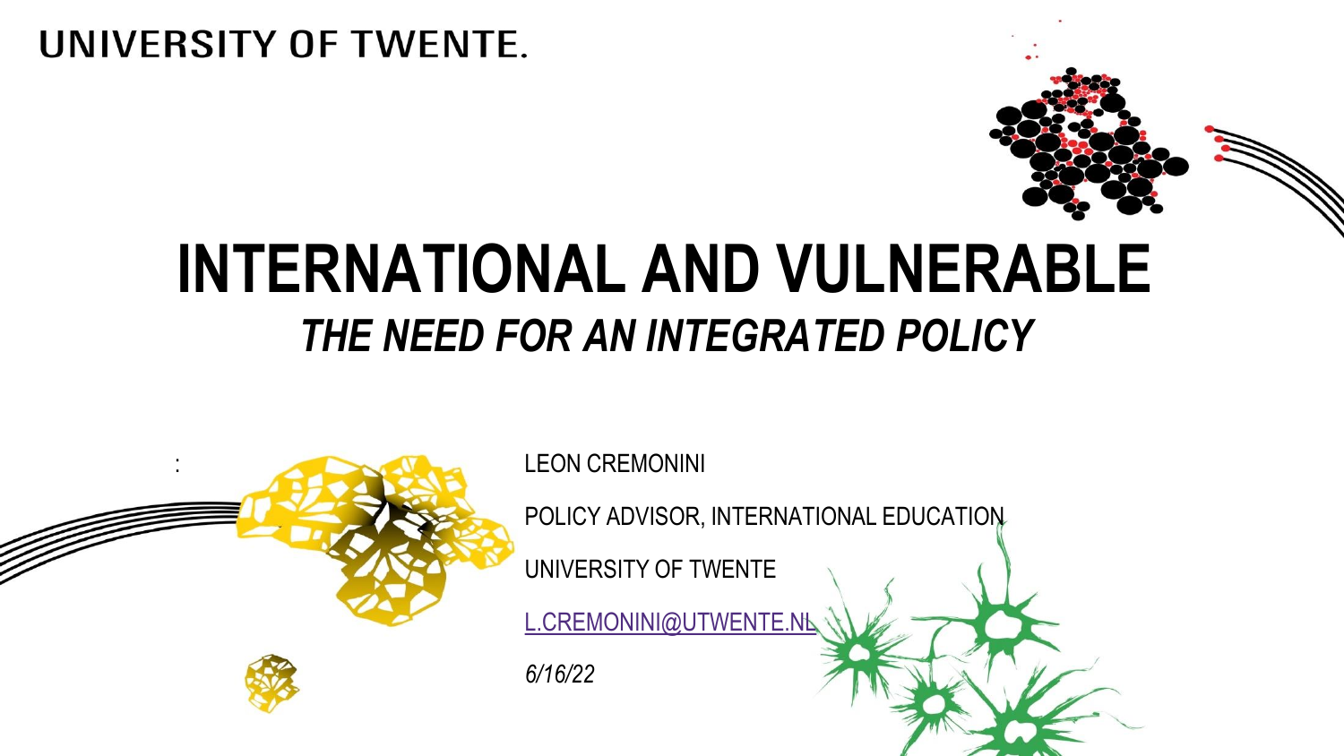UNIVERSITY OF TWENTE.

# INTERNATIONAL AND VULNERABLE

## *THE NEED FOR AN INTEGRATED POLICY*

:

LEON CREMONINI

POLICY ADVISOR, INTERNATIONAL EDUCATION

UNIVERSITY OF TWENTE

L.CREMONINI@UTWENTE.NL

*6/16/22*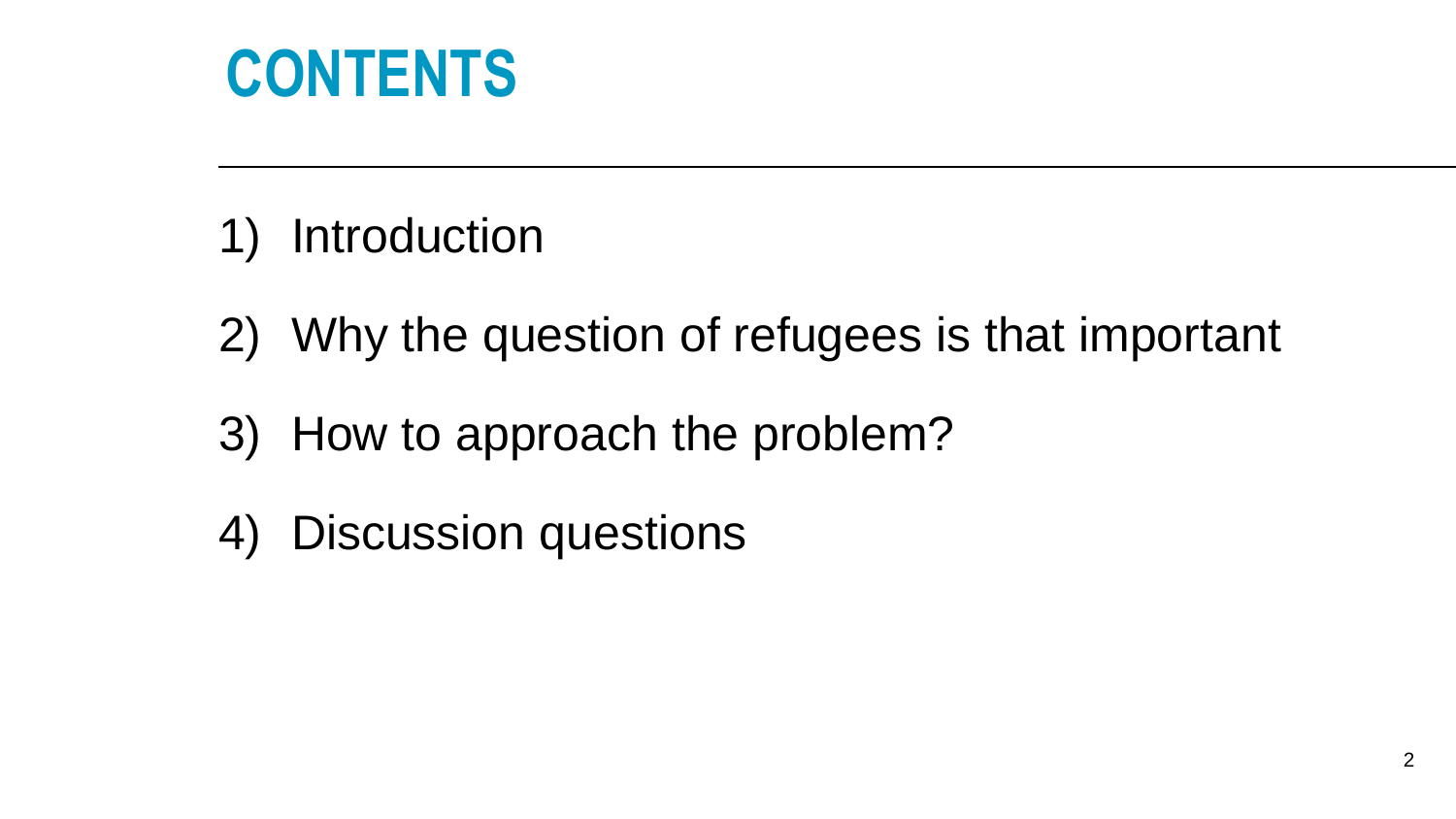# CONTENTS

1) Introduction
2) Why the question of refugees is that important
3) How to approach the problem?
4) Discussion questions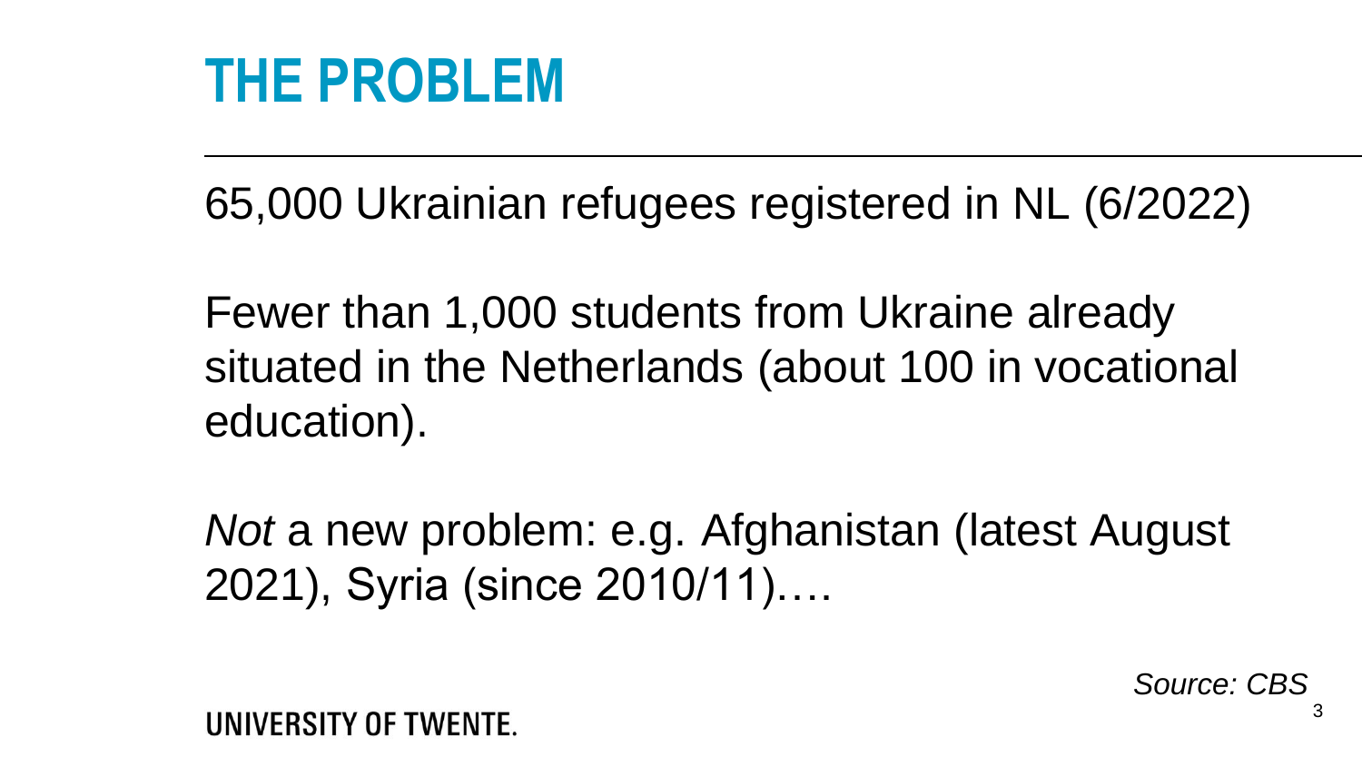# THE PROBLEM

65,000 Ukrainian refugees registered in NL (6/2022)

Fewer than 1,000 students from Ukraine already situated in the Netherlands (about 100 in vocational education).

*Not* a new problem: e.g. Afghanistan (latest August 2021), Syria (since 2010/11)….

*Source: CBS*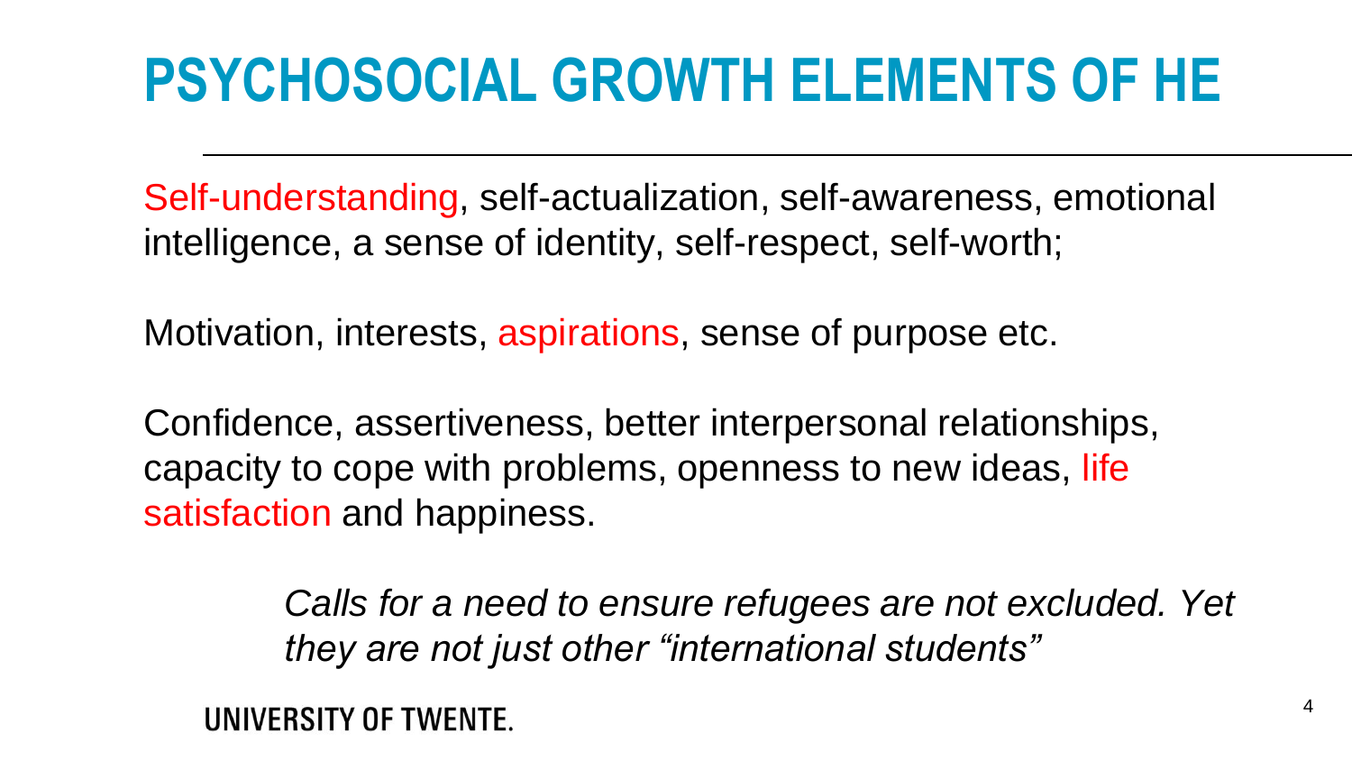# PSYCHOSOCIAL GROWTH ELEMENTS OF HE

Self-understanding, self-actualization, self-awareness, emotional intelligence, a sense of identity, self-respect, self-worth;

Motivation, interests, aspirations, sense of purpose etc.

Confidence, assertiveness, better interpersonal relationships, capacity to cope with problems, openness to new ideas, life satisfaction and happiness.

*Calls for a need to ensure refugees are not excluded. Yet they are not just other "international students"*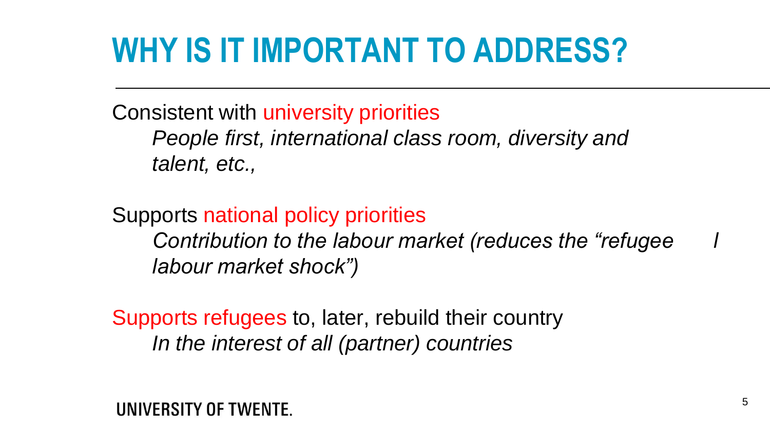# WHY IS IT IMPORTANT TO ADDRESS?

Consistent with university priorities

*People first, international class room, diversity and talent, etc.,*

Supports national policy priorities

*Contribution to the labour market (reduces the "refugee / labour market shock")*

Supports refugees to, later, rebuild their country

*In the interest of all (partner) countries*

UNIVERSITY OF TWENTE.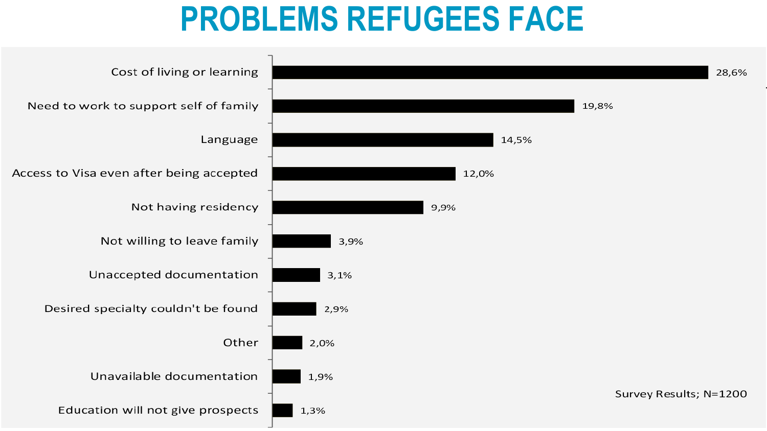# PROBLEMS REFUGEES FACE

| Problem | Percentage |
| --- | --- |
| Cost of living or learning | 28,6% |
| Need to work to support self of family | 19,8% |
| Language | 14,5% |
| Access to Visa even after being accepted | 12,0% |
| Not having residency | 9,9% |
| Not willing to leave family | 3,9% |
| Unaccepted documentation | 3,1% |
| Desired specialty couldn't be found | 2,9% |
| Other | 2,0% |
| Unavailable documentation | 1,9% |
| Education will not give prospects | 1,3% |

Survey Results; N=1200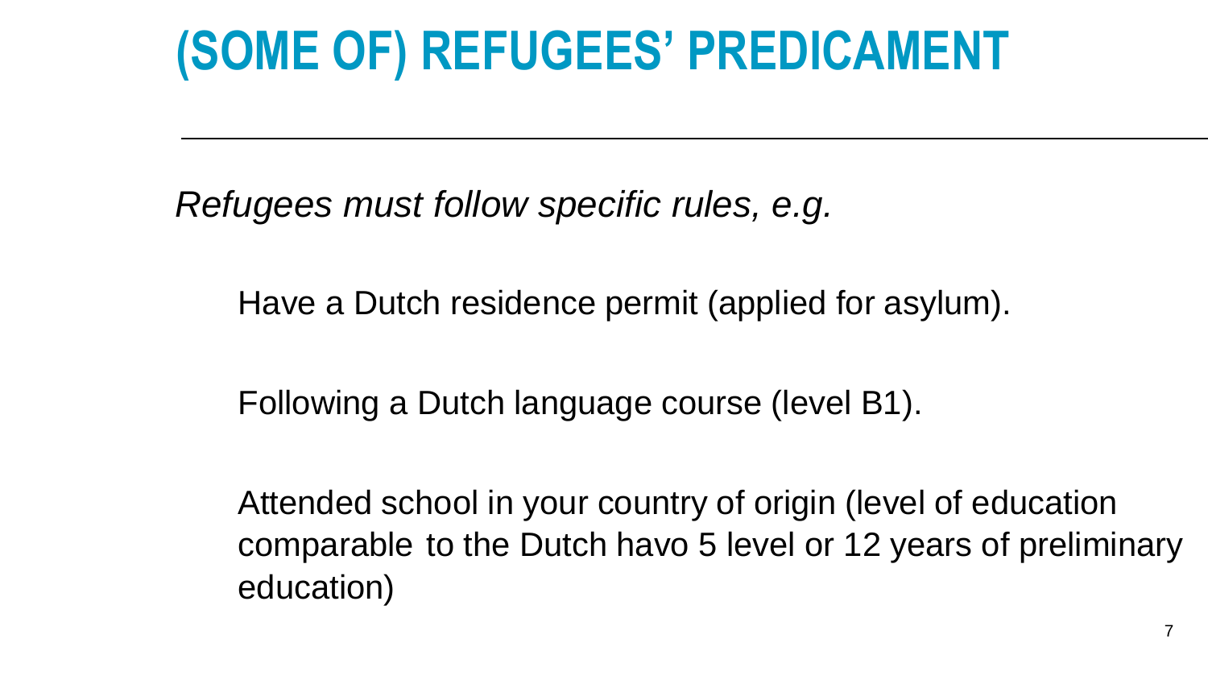# (SOME OF) REFUGEES' PREDICAMENT

*Refugees must follow specific rules, e.g.*

Have a Dutch residence permit (applied for asylum).

Following a Dutch language course (level B1).

Attended school in your country of origin (level of education comparable to the Dutch havo 5 level or 12 years of preliminary education)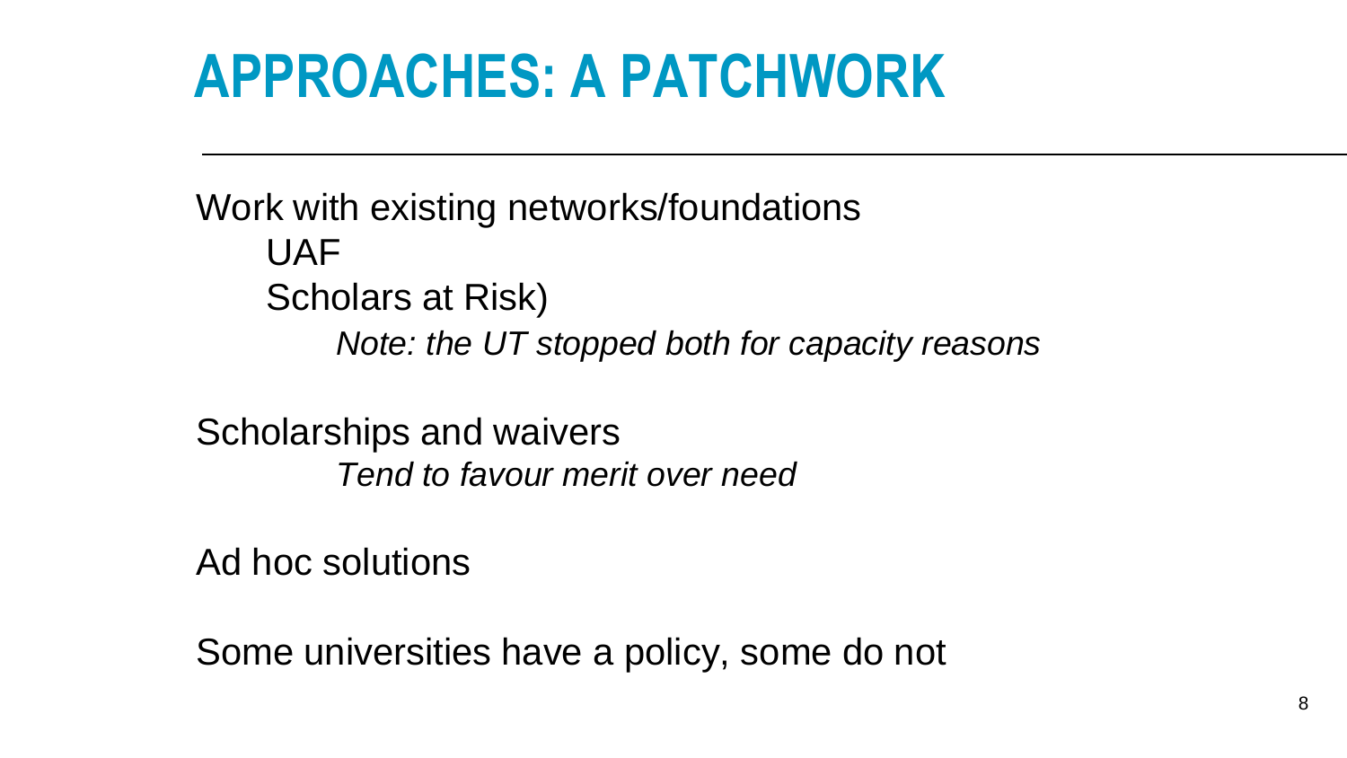# APPROACHES: A PATCHWORK

Work with existing networks/foundations

- UAF
- Scholars at Risk)
  - *Note: the UT stopped both for capacity reasons*

Scholarships and waivers

- *Tend to favour merit over need*

Ad hoc solutions

Some universities have a policy, some do not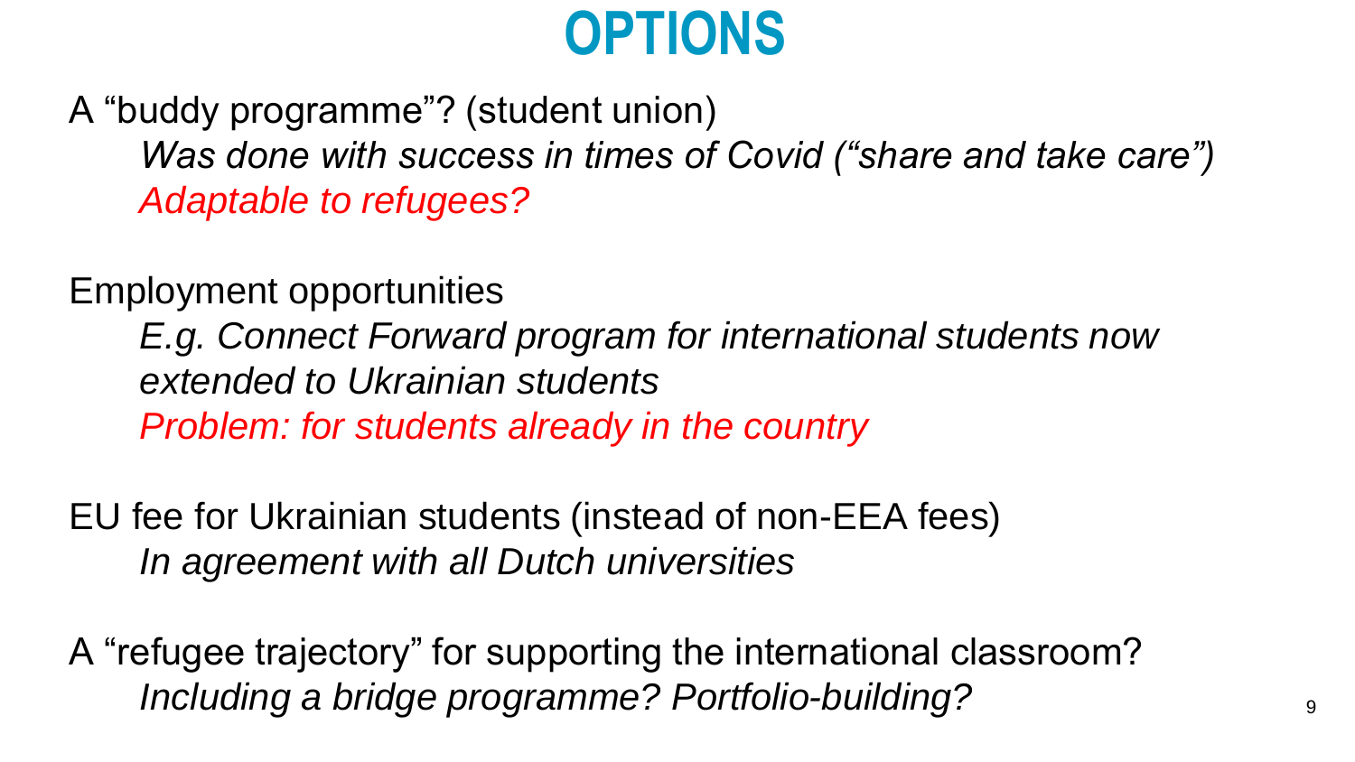# OPTIONS

A “buddy programme”? (student union)

*Was done with success in times of Covid (“share and take care”)*

*Adaptable to refugees?*

Employment opportunities

*E.g. Connect Forward program for international students now extended to Ukrainian students*

*Problem: for students already in the country*

EU fee for Ukrainian students (instead of non-EEA fees)

*In agreement with all Dutch universities*

A “refugee trajectory” for supporting the international classroom?

*Including a bridge programme? Portfolio-building?*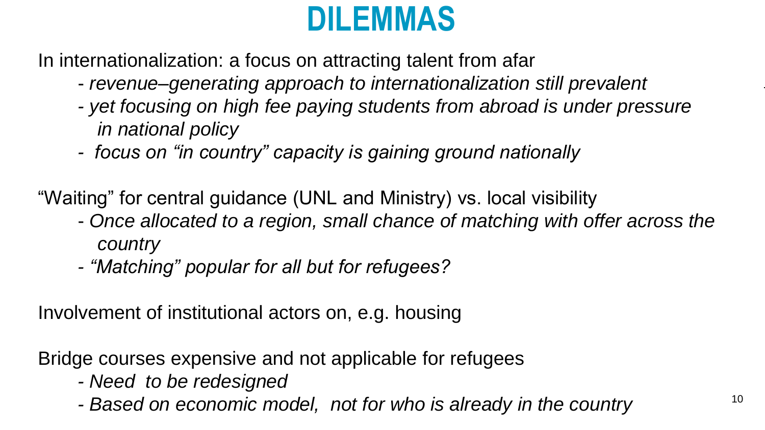# DILEMMAS

In internationalization: a focus on attracting talent from afar

- *revenue–generating approach to internationalization still prevalent*
- *yet focusing on high fee paying students from abroad is under pressure in national policy*
- *focus on "in country" capacity is gaining ground nationally*

"Waiting" for central guidance (UNL and Ministry) vs. local visibility

- *Once allocated to a region, small chance of matching with offer across the country*
- *"Matching" popular for all but for refugees?*

Involvement of institutional actors on, e.g. housing

Bridge courses expensive and not applicable for refugees

- *Need to be redesigned*
- *Based on economic model, not for who is already in the country*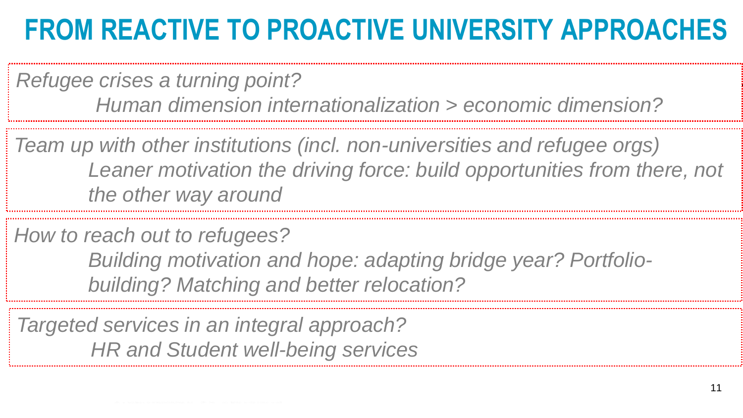# FROM REACTIVE TO PROACTIVE UNIVERSITY APPROACHES

*Refugee crises a turning point?*

*Human dimension internationalization > economic dimension?*

*Team up with other institutions (incl. non-universities and refugee orgs)*

*Leaner motivation the driving force: build opportunities from there, not the other way around*

*How to reach out to refugees?*

*Building motivation and hope: adapting bridge year? Portfolio-building? Matching and better relocation?*

*Targeted services in an integral approach?*

*HR and Student well-being services*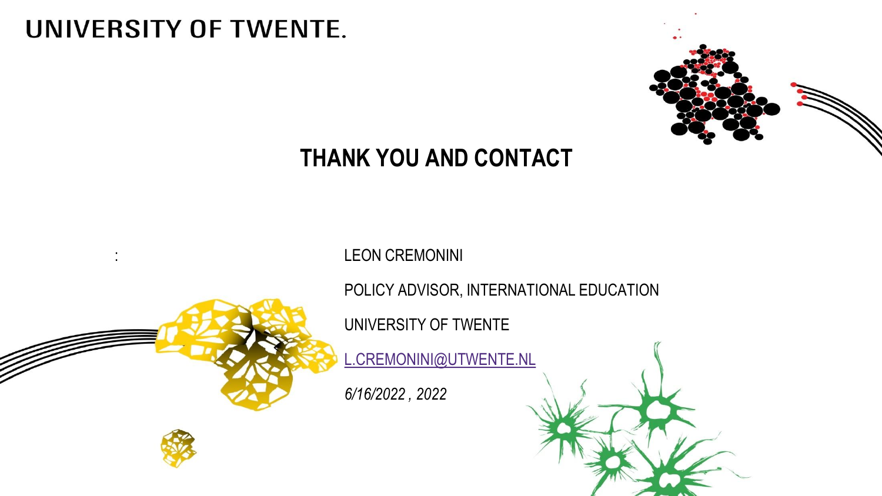UNIVERSITY OF TWENTE.

# THANK YOU AND CONTACT

:

LEON CREMONINI

POLICY ADVISOR, INTERNATIONAL EDUCATION

UNIVERSITY OF TWENTE

L.CREMONINI@UTWENTE.NL

*6/16/2022 , 2022*